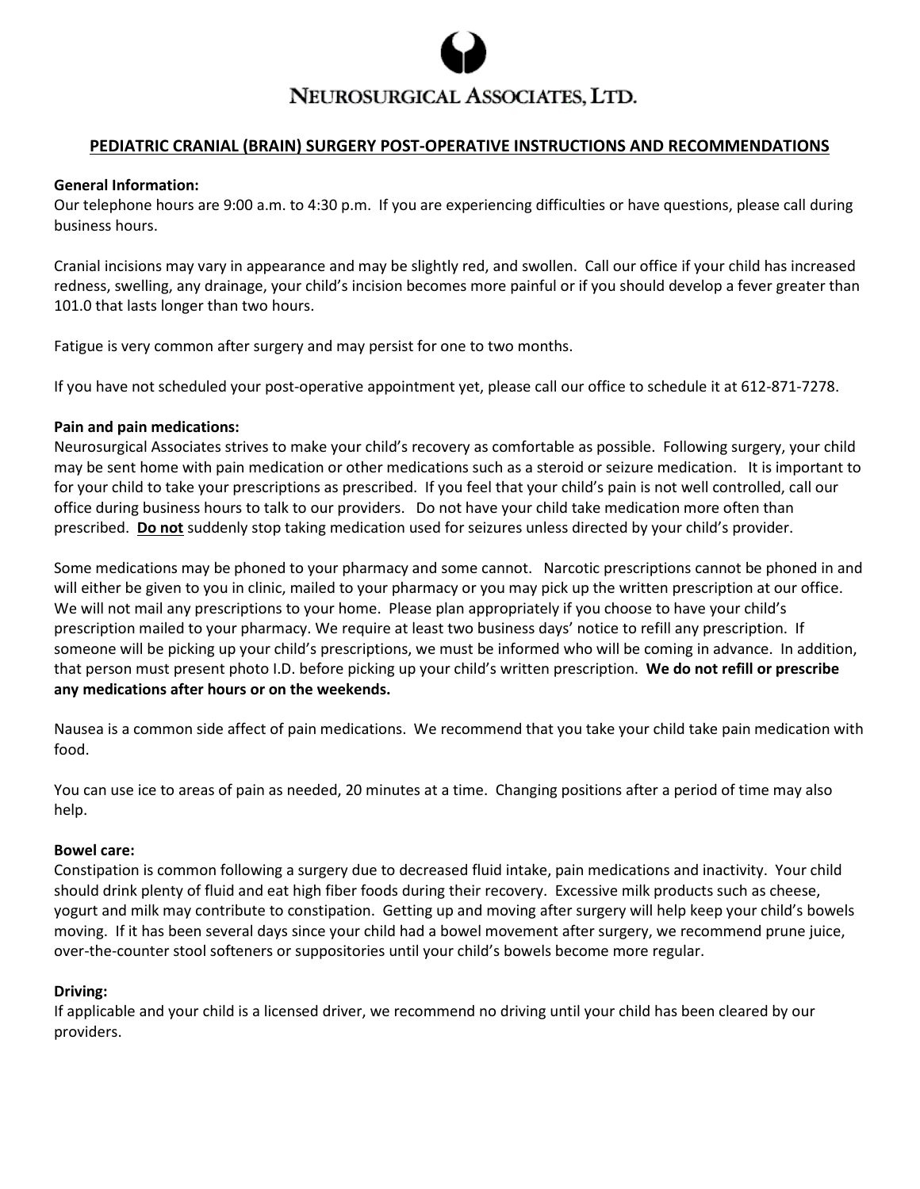# NEUROSURGICAL ASSOCIATES, LTD.

## PEDIATRIC CRANIAL (BRAIN) SURGERY POST-OPERATIVE INSTRUCTIONS AND RECOMMENDATIONS

**General Information:**

Our telephone hours are 9:00 a.m. to 4:30 p.m. If you are experiencing difficulties or have questions, please call during business hours.

Cranial incisions may vary in appearance and may be slightly red, and swollen. Call our office if your child has increased redness, swelling, any drainage, your child's incision becomes more painful or if you should develop a fever greater than 101.0 that lasts longer than two hours.

Fatigue is very common after surgery and may persist for one to two months.

If you have not scheduled your post-operative appointment yet, please call our office to schedule it at 612-871-7278.

**Pain and pain medications:**

Neurosurgical Associates strives to make your child's recovery as comfortable as possible. Following surgery, your child may be sent home with pain medication or other medications such as a steroid or seizure medication. It is important to for your child to take your prescriptions as prescribed. If you feel that your child's pain is not well controlled, call our office during business hours to talk to our providers. Do not have your child take medication more often than prescribed. **Do not** suddenly stop taking medication used for seizures unless directed by your child's provider.

Some medications may be phoned to your pharmacy and some cannot. Narcotic prescriptions cannot be phoned in and will either be given to you in clinic, mailed to your pharmacy or you may pick up the written prescription at our office. We will not mail any prescriptions to your home. Please plan appropriately if you choose to have your child's prescription mailed to your pharmacy. We require at least two business days' notice to refill any prescription. If someone will be picking up your child's prescriptions, we must be informed who will be coming in advance. In addition, that person must present photo I.D. before picking up your child's written prescription. **We do not refill or prescribe any medications after hours or on the weekends.**

Nausea is a common side affect of pain medications. We recommend that you take your child take pain medication with food.

You can use ice to areas of pain as needed, 20 minutes at a time. Changing positions after a period of time may also help.

**Bowel care:**

Constipation is common following a surgery due to decreased fluid intake, pain medications and inactivity. Your child should drink plenty of fluid and eat high fiber foods during their recovery. Excessive milk products such as cheese, yogurt and milk may contribute to constipation. Getting up and moving after surgery will help keep your child's bowels moving. If it has been several days since your child had a bowel movement after surgery, we recommend prune juice, over-the-counter stool softeners or suppositories until your child's bowels become more regular.

**Driving:**

If applicable and your child is a licensed driver, we recommend no driving until your child has been cleared by our providers.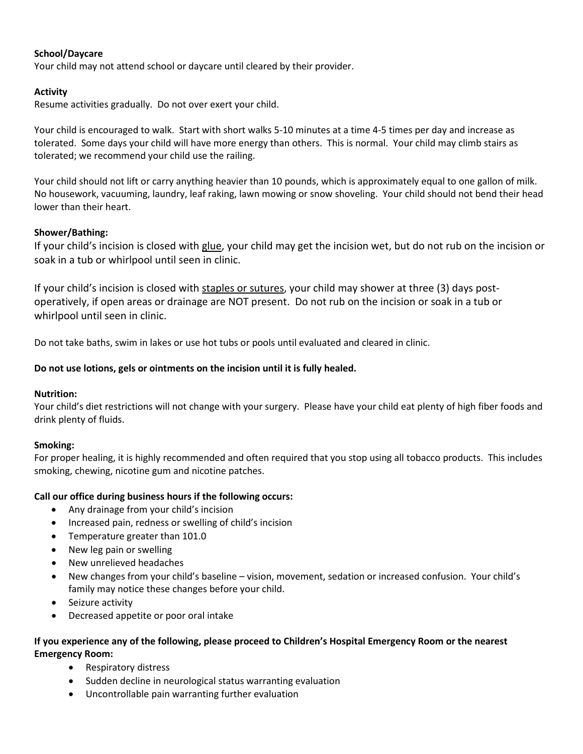**School/Daycare**
Your child may not attend school or daycare until cleared by their provider.

**Activity**
Resume activities gradually. Do not over exert your child.

Your child is encouraged to walk. Start with short walks 5-10 minutes at a time 4-5 times per day and increase as tolerated. Some days your child will have more energy than others. This is normal. Your child may climb stairs as tolerated; we recommend your child use the railing.

Your child should not lift or carry anything heavier than 10 pounds, which is approximately equal to one gallon of milk. No housework, vacuuming, laundry, leaf raking, lawn mowing or snow shoveling. Your child should not bend their head lower than their heart.

**Shower/Bathing:**
If your child's incision is closed with glue, your child may get the incision wet, but do not rub on the incision or soak in a tub or whirlpool until seen in clinic.

If your child's incision is closed with staples or sutures, your child may shower at three (3) days post-operatively, if open areas or drainage are NOT present. Do not rub on the incision or soak in a tub or whirlpool until seen in clinic.

Do not take baths, swim in lakes or use hot tubs or pools until evaluated and cleared in clinic.

**Do not use lotions, gels or ointments on the incision until it is fully healed.**

**Nutrition:**
Your child's diet restrictions will not change with your surgery. Please have your child eat plenty of high fiber foods and drink plenty of fluids.

**Smoking:**
For proper healing, it is highly recommended and often required that you stop using all tobacco products. This includes smoking, chewing, nicotine gum and nicotine patches.

**Call our office during business hours if the following occurs:**

- Any drainage from your child's incision
- Increased pain, redness or swelling of child's incision
- Temperature greater than 101.0
- New leg pain or swelling
- New unrelieved headaches
- New changes from your child's baseline – vision, movement, sedation or increased confusion. Your child's family may notice these changes before your child.
- Seizure activity
- Decreased appetite or poor oral intake

**If you experience any of the following, please proceed to Children's Hospital Emergency Room or the nearest Emergency Room:**

- Respiratory distress
- Sudden decline in neurological status warranting evaluation
- Uncontrollable pain warranting further evaluation